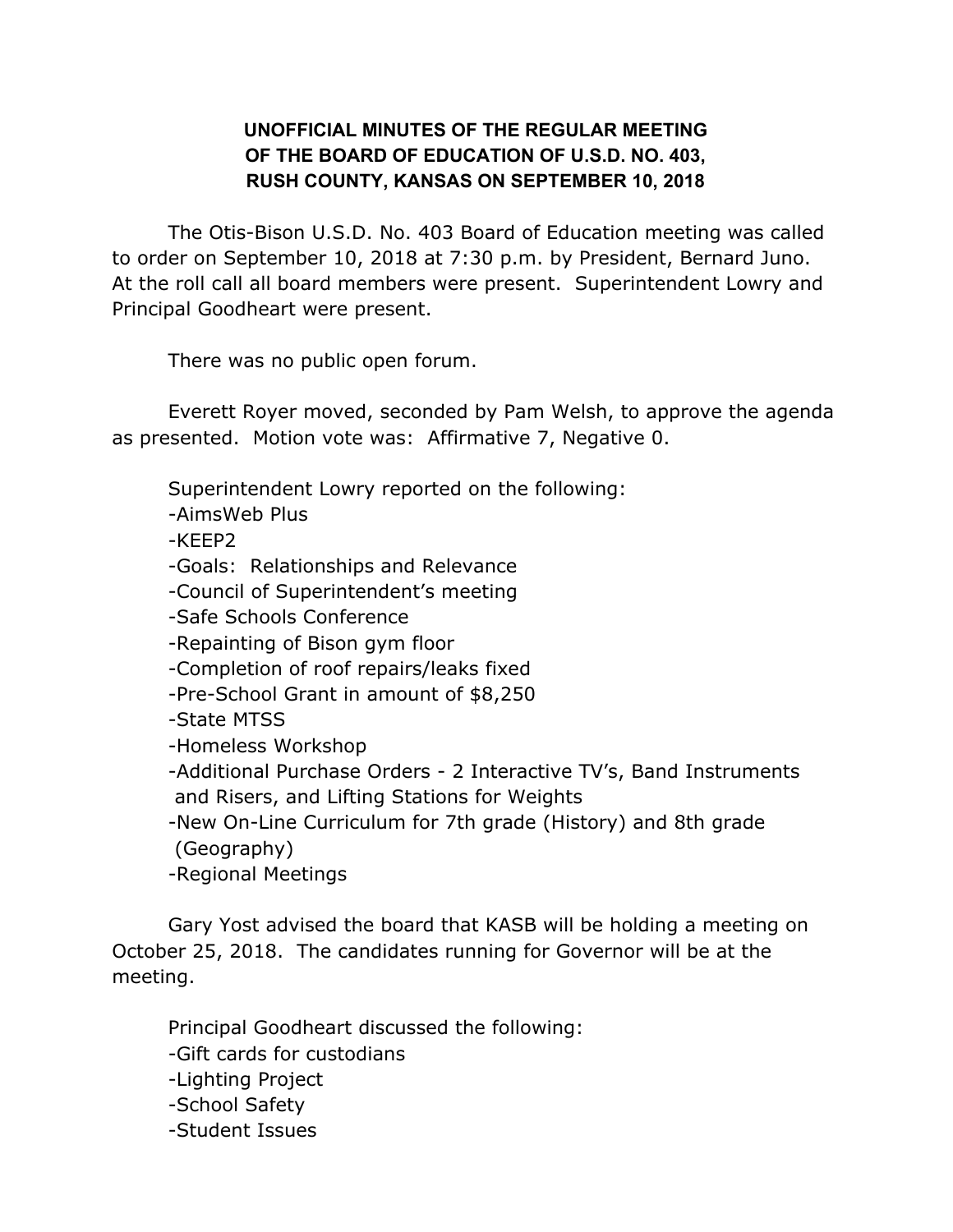**UNOFFICIAL MINUTES OF THE REGULAR MEETING OF THE BOARD OF EDUCATION OF U.S.D. NO. 403, RUSH COUNTY, KANSAS ON SEPTEMBER 10, 2018**

The Otis-Bison U.S.D. No. 403 Board of Education meeting was called to order on September 10, 2018 at 7:30 p.m. by President, Bernard Juno. At the roll call all board members were present. Superintendent Lowry and Principal Goodheart were present.

There was no public open forum.

Everett Royer moved, seconded by Pam Welsh, to approve the agenda as presented. Motion vote was: Affirmative 7, Negative 0.

Superintendent Lowry reported on the following:

- -AimsWeb Plus
- -KEEP2
- -Goals: Relationships and Relevance
- -Council of Superintendent's meeting
- -Safe Schools Conference
- -Repainting of Bison gym floor
- -Completion of roof repairs/leaks fixed
- -Pre-School Grant in amount of $8,250
- -State MTSS
- -Homeless Workshop
- -Additional Purchase Orders - 2 Interactive TV's, Band Instruments and Risers, and Lifting Stations for Weights
- -New On-Line Curriculum for 7th grade (History) and 8th grade (Geography)
- -Regional Meetings

Gary Yost advised the board that KASB will be holding a meeting on October 25, 2018. The candidates running for Governor will be at the meeting.

Principal Goodheart discussed the following:

- -Gift cards for custodians
- -Lighting Project
- -School Safety
- -Student Issues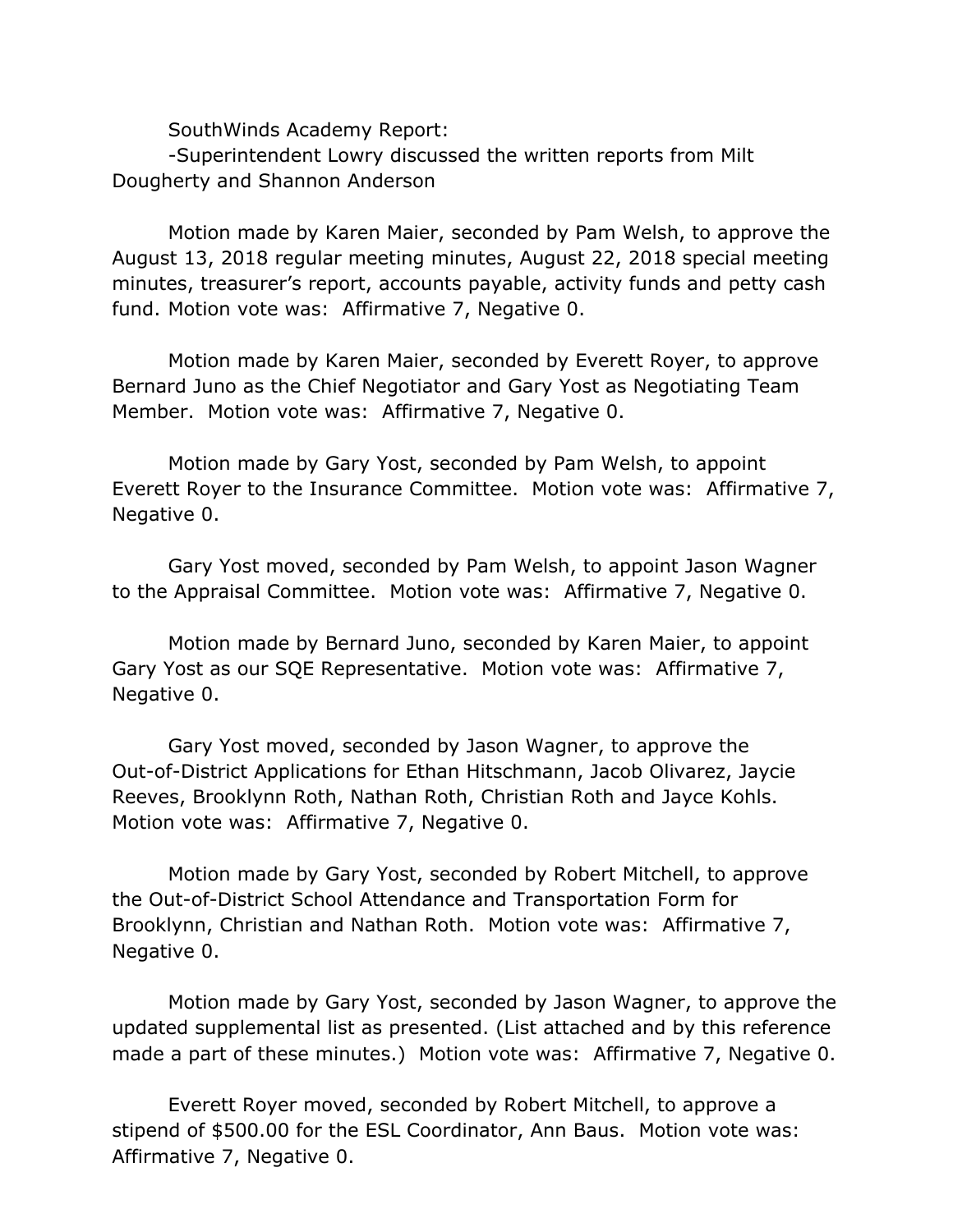SouthWinds Academy Report:

-Superintendent Lowry discussed the written reports from Milt Dougherty and Shannon Anderson

Motion made by Karen Maier, seconded by Pam Welsh, to approve the August 13, 2018 regular meeting minutes, August 22, 2018 special meeting minutes, treasurer's report, accounts payable, activity funds and petty cash fund. Motion vote was: Affirmative 7, Negative 0.

Motion made by Karen Maier, seconded by Everett Royer, to approve Bernard Juno as the Chief Negotiator and Gary Yost as Negotiating Team Member. Motion vote was: Affirmative 7, Negative 0.

Motion made by Gary Yost, seconded by Pam Welsh, to appoint Everett Royer to the Insurance Committee. Motion vote was: Affirmative 7, Negative 0.

Gary Yost moved, seconded by Pam Welsh, to appoint Jason Wagner to the Appraisal Committee. Motion vote was: Affirmative 7, Negative 0.

Motion made by Bernard Juno, seconded by Karen Maier, to appoint Gary Yost as our SQE Representative. Motion vote was: Affirmative 7, Negative 0.

Gary Yost moved, seconded by Jason Wagner, to approve the Out-of-District Applications for Ethan Hitschmann, Jacob Olivarez, Jaycie Reeves, Brooklynn Roth, Nathan Roth, Christian Roth and Jayce Kohls. Motion vote was: Affirmative 7, Negative 0.

Motion made by Gary Yost, seconded by Robert Mitchell, to approve the Out-of-District School Attendance and Transportation Form for Brooklynn, Christian and Nathan Roth. Motion vote was: Affirmative 7, Negative 0.

Motion made by Gary Yost, seconded by Jason Wagner, to approve the updated supplemental list as presented. (List attached and by this reference made a part of these minutes.) Motion vote was: Affirmative 7, Negative 0.

Everett Royer moved, seconded by Robert Mitchell, to approve a stipend of $500.00 for the ESL Coordinator, Ann Baus. Motion vote was: Affirmative 7, Negative 0.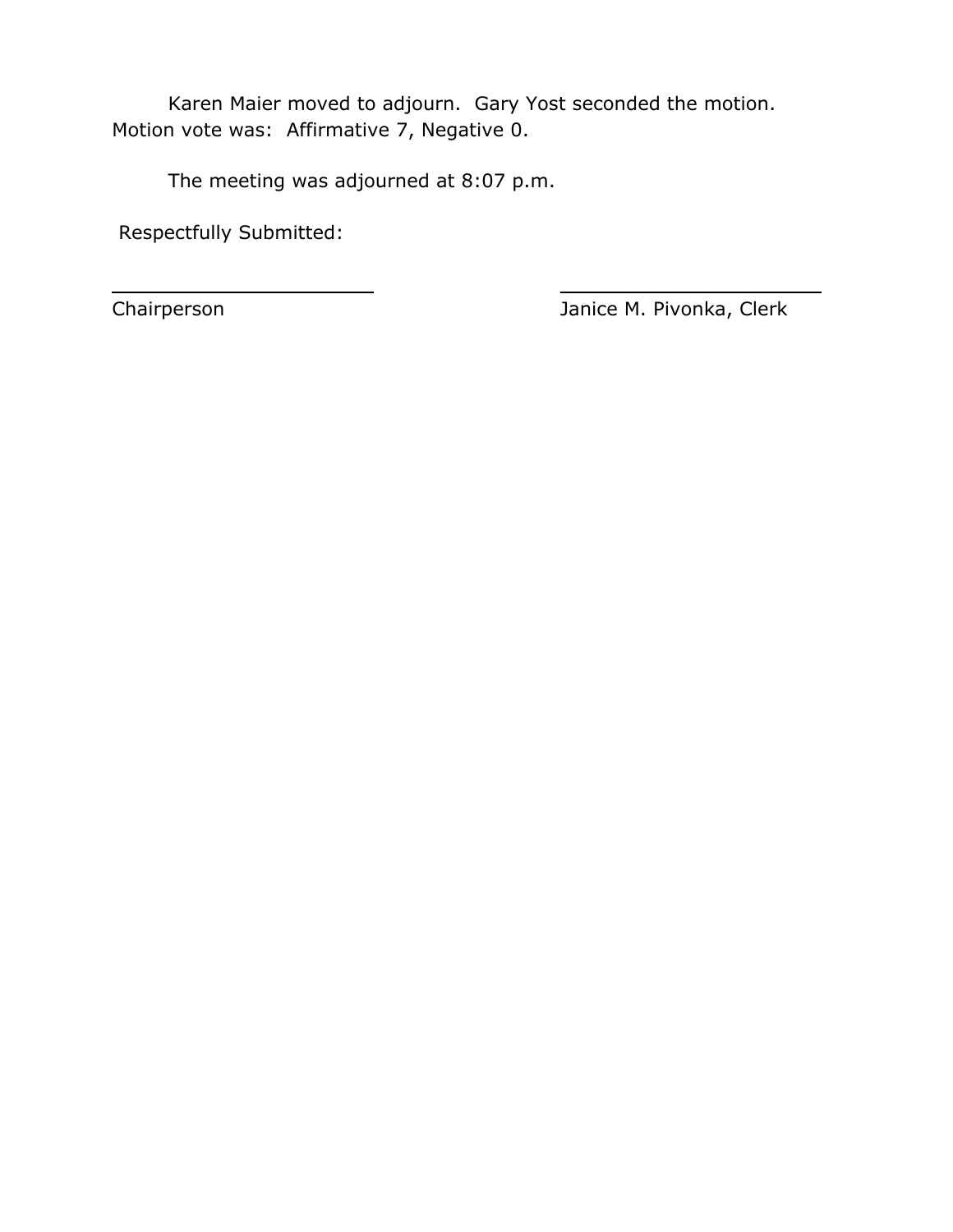Karen Maier moved to adjourn. Gary Yost seconded the motion. Motion vote was: Affirmative 7, Negative 0.

The meeting was adjourned at 8:07 p.m.

Respectfully Submitted:

| ________________________ | ________________________ |
| --- | --- |
| Chairperson | Janice M. Pivonka, Clerk |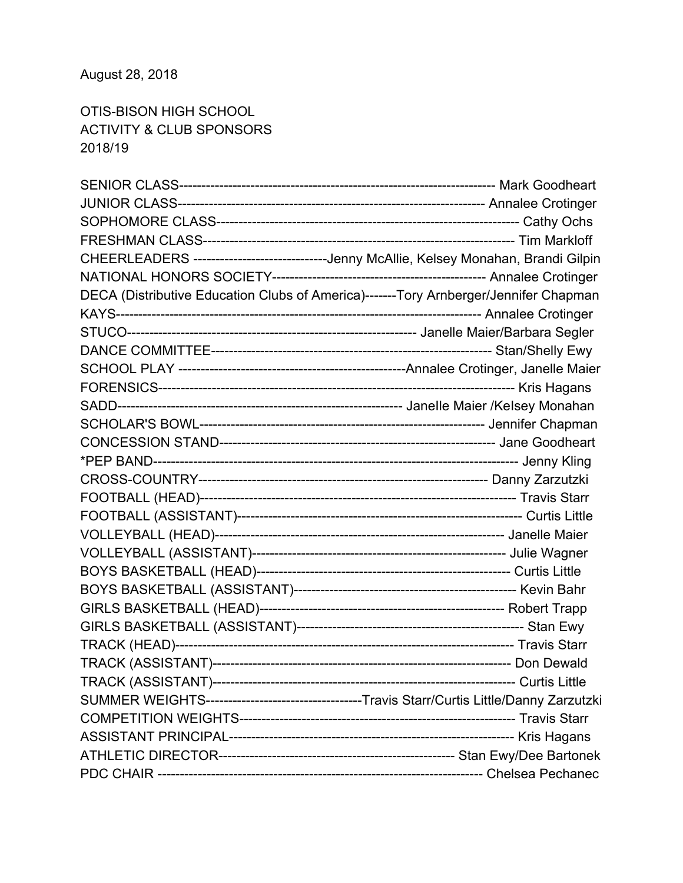August 28, 2018

OTIS-BISON HIGH SCHOOL
ACTIVITY & CLUB SPONSORS
2018/19

SENIOR CLASS--------------------------------------------------------------------------- Mark Goodheart
JUNIOR CLASS-------------------------------------------------------------------------- Annalee Crotinger
SOPHOMORE CLASS-------------------------------------------------------------------- Cathy Ochs
FRESHMAN CLASS---------------------------------------------------------------------- Tim Markloff
CHEERLEADERS ------------------------------Jenny McAllie, Kelsey Monahan, Brandi Gilpin
NATIONAL HONORS SOCIETY------------------------------------------------ Annalee Crotinger
DECA (Distributive Education Clubs of America)-------Tory Arnberger/Jennifer Chapman
KAYS--------------------------------------------------------------------------------- Annalee Crotinger
STUCO------------------------------------------------------------------- Janelle Maier/Barbara Segler
DANCE COMMITTEE---------------------------------------------------------------- Stan/Shelly Ewy
SCHOOL PLAY ---------------------------------------------------Annalee Crotinger, Janelle Maier
FORENSICS--------------------------------------------------------------------------------- Kris Hagans
SADD--------------------------------------------------------------- Janelle Maier /Kelsey Monahan
SCHOLAR'S BOWL----------------------------------------------------------------- Jennifer Chapman
CONCESSION STAND-------------------------------------------------------------- Jane Goodheart
*PEP BAND-------------------------------------------------------------------------------- Jenny Kling
CROSS-COUNTRY----------------------------------------------------------------- Danny Zarzutzki
FOOTBALL (HEAD)----------------------------------------------------------------------- Travis Starr
FOOTBALL (ASSISTANT)----------------------------------------------------------------- Curtis Little
VOLLEYBALL (HEAD)----------------------------------------------------------------- Janelle Maier
VOLLEYBALL (ASSISTANT)--------------------------------------------------------- Julie Wagner
BOYS BASKETBALL (HEAD)--------------------------------------------------------- Curtis Little
BOYS BASKETBALL (ASSISTANT)-------------------------------------------------- Kevin Bahr
GIRLS BASKETBALL (HEAD)------------------------------------------------------- Robert Trapp
GIRLS BASKETBALL (ASSISTANT)--------------------------------------------------- Stan Ewy
TRACK (HEAD)------------------------------------------------------------------------------ Travis Starr
TRACK (ASSISTANT)------------------------------------------------------------------- Don Dewald
TRACK (ASSISTANT)--------------------------------------------------------------------- Curtis Little
SUMMER WEIGHTS-----------------------------------Travis Starr/Curtis Little/Danny Zarzutzki
COMPETITION WEIGHTS--------------------------------------------------------------- Travis Starr
ASSISTANT PRINCIPAL---------------------------------------------------------------- Kris Hagans
ATHLETIC DIRECTOR----------------------------------------------------- Stan Ewy/Dee Bartonek
PDC CHAIR ------------------------------------------------------------------------ Chelsea Pechanec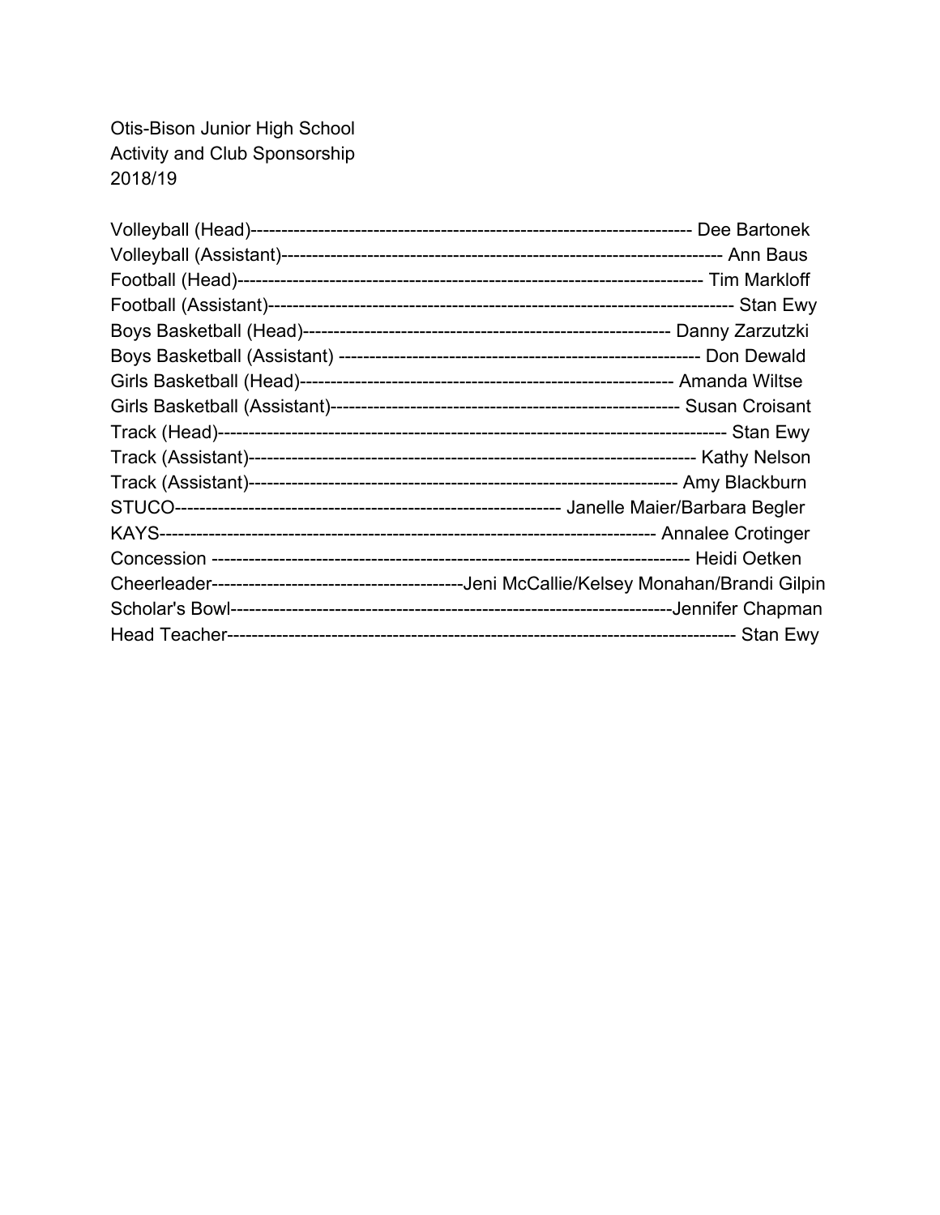Otis-Bison Junior High School
Activity and Club Sponsorship
2018/19

Volleyball (Head)------------------------------------------------------------------------ Dee Bartonek
Volleyball (Assistant)------------------------------------------------------------------------ Ann Baus
Football (Head)--------------------------------------------------------------------------- Tim Markloff
Football (Assistant)----------------------------------------------------------------------------- Stan Ewy
Boys Basketball (Head)---------------------------------------------------------- Danny Zarzutzki
Boys Basketball (Assistant) --------------------------------------------------------- Don Dewald
Girls Basketball (Head)------------------------------------------------------------ Amanda Wiltse
Girls Basketball (Assistant)------------------------------------------------------ Susan Croisant
Track (Head)------------------------------------------------------------------------------- Stan Ewy
Track (Assistant)------------------------------------------------------------------------- Kathy Nelson
Track (Assistant)------------------------------------------------------------------- Amy Blackburn
STUCO--------------------------------------------------------------- Janelle Maier/Barbara Begler
KAYS---------------------------------------------------------------------------- Annalee Crotinger
Concession ------------------------------------------------------------------------- Heidi Oetken
Cheerleader----------------------------------------Jeni McCallie/Kelsey Monahan/Brandi Gilpin
Scholar's Bowl--------------------------------------------------------------------Jennifer Chapman
Head Teacher------------------------------------------------------------------------------ Stan Ewy